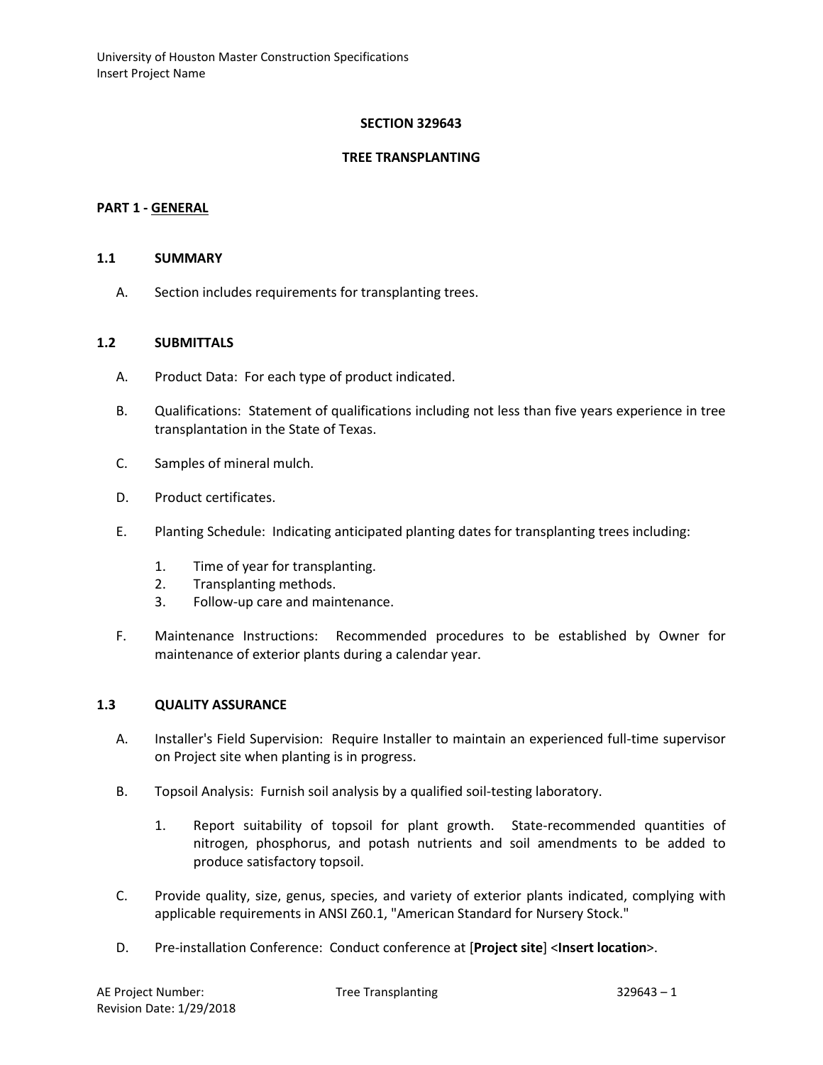# SECTION 329643

# TREE TRANSPLANTING

## PART 1 - GENERAL

### 1.1 SUMMARY

A. Section includes requirements for transplanting trees.

### 1.2 SUBMITTALS

A. Product Data: For each type of product indicated.

B. Qualifications: Statement of qualifications including not less than five years experience in tree transplantation in the State of Texas.

C. Samples of mineral mulch.

D. Product certificates.

E. Planting Schedule: Indicating anticipated planting dates for transplanting trees including:

1. Time of year for transplanting.
2. Transplanting methods.
3. Follow-up care and maintenance.

F. Maintenance Instructions: Recommended procedures to be established by Owner for maintenance of exterior plants during a calendar year.

### 1.3 QUALITY ASSURANCE

A. Installer's Field Supervision: Require Installer to maintain an experienced full-time supervisor on Project site when planting is in progress.

B. Topsoil Analysis: Furnish soil analysis by a qualified soil-testing laboratory.

1. Report suitability of topsoil for plant growth. State-recommended quantities of nitrogen, phosphorus, and potash nutrients and soil amendments to be added to produce satisfactory topsoil.

C. Provide quality, size, genus, species, and variety of exterior plants indicated, complying with applicable requirements in ANSI Z60.1, "American Standard for Nursery Stock."

D. Pre-installation Conference: Conduct conference at [**Project site**] <**Insert location**>.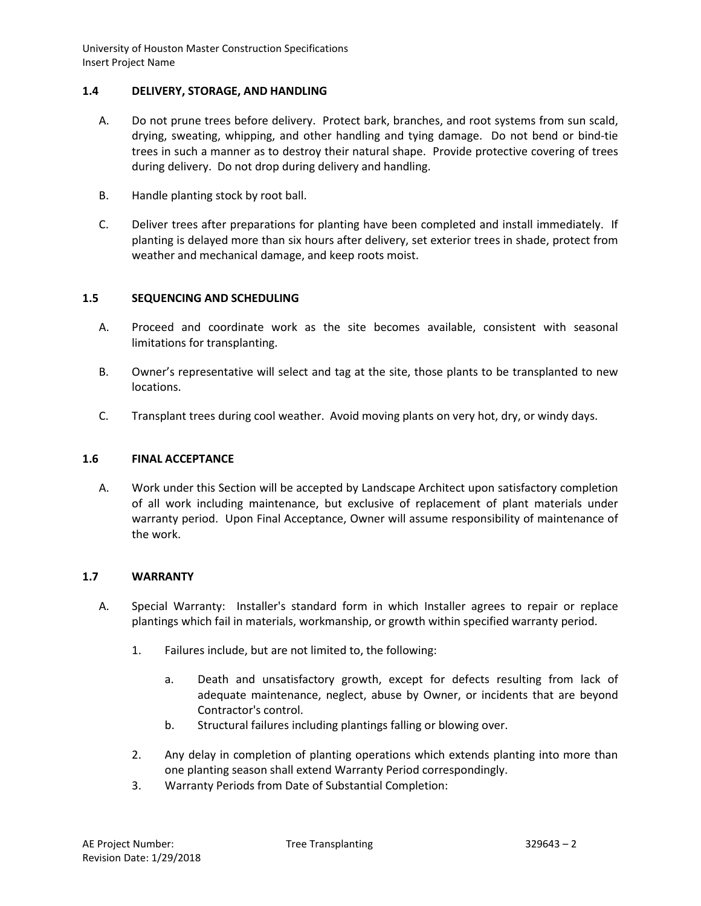## 1.4 DELIVERY, STORAGE, AND HANDLING

A. Do not prune trees before delivery. Protect bark, branches, and root systems from sun scald, drying, sweating, whipping, and other handling and tying damage. Do not bend or bind-tie trees in such a manner as to destroy their natural shape. Provide protective covering of trees during delivery. Do not drop during delivery and handling.

B. Handle planting stock by root ball.

C. Deliver trees after preparations for planting have been completed and install immediately. If planting is delayed more than six hours after delivery, set exterior trees in shade, protect from weather and mechanical damage, and keep roots moist.

## 1.5 SEQUENCING AND SCHEDULING

A. Proceed and coordinate work as the site becomes available, consistent with seasonal limitations for transplanting.

B. Owner's representative will select and tag at the site, those plants to be transplanted to new locations.

C. Transplant trees during cool weather. Avoid moving plants on very hot, dry, or windy days.

## 1.6 FINAL ACCEPTANCE

A. Work under this Section will be accepted by Landscape Architect upon satisfactory completion of all work including maintenance, but exclusive of replacement of plant materials under warranty period. Upon Final Acceptance, Owner will assume responsibility of maintenance of the work.

## 1.7 WARRANTY

A. Special Warranty: Installer's standard form in which Installer agrees to repair or replace plantings which fail in materials, workmanship, or growth within specified warranty period.

1. Failures include, but are not limited to, the following:

   a. Death and unsatisfactory growth, except for defects resulting from lack of adequate maintenance, neglect, abuse by Owner, or incidents that are beyond Contractor's control.

   b. Structural failures including plantings falling or blowing over.

2. Any delay in completion of planting operations which extends planting into more than one planting season shall extend Warranty Period correspondingly.

3. Warranty Periods from Date of Substantial Completion: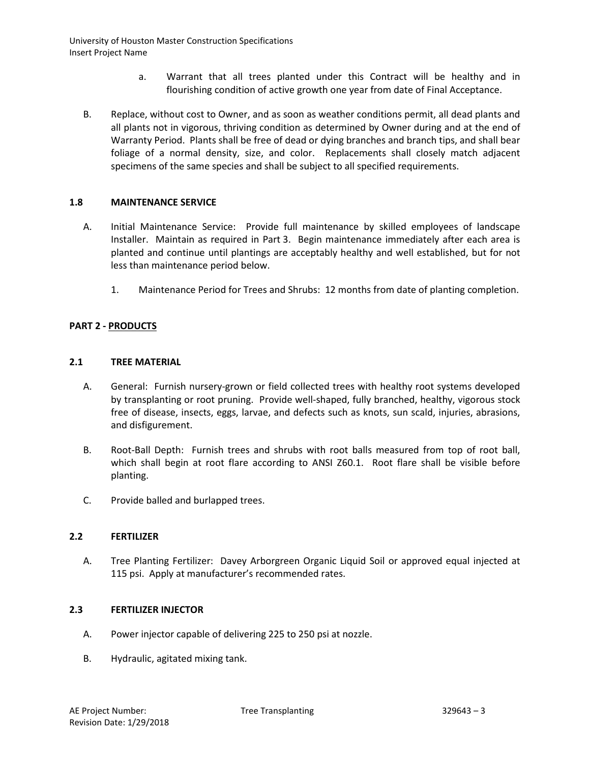a. Warrant that all trees planted under this Contract will be healthy and in flourishing condition of active growth one year from date of Final Acceptance.

B. Replace, without cost to Owner, and as soon as weather conditions permit, all dead plants and all plants not in vigorous, thriving condition as determined by Owner during and at the end of Warranty Period. Plants shall be free of dead or dying branches and branch tips, and shall bear foliage of a normal density, size, and color. Replacements shall closely match adjacent specimens of the same species and shall be subject to all specified requirements.

### 1.8 MAINTENANCE SERVICE

A. Initial Maintenance Service: Provide full maintenance by skilled employees of landscape Installer. Maintain as required in Part 3. Begin maintenance immediately after each area is planted and continue until plantings are acceptably healthy and well established, but for not less than maintenance period below.

1. Maintenance Period for Trees and Shrubs: 12 months from date of planting completion.

## PART 2 - PRODUCTS

### 2.1 TREE MATERIAL

A. General: Furnish nursery-grown or field collected trees with healthy root systems developed by transplanting or root pruning. Provide well-shaped, fully branched, healthy, vigorous stock free of disease, insects, eggs, larvae, and defects such as knots, sun scald, injuries, abrasions, and disfigurement.

B. Root-Ball Depth: Furnish trees and shrubs with root balls measured from top of root ball, which shall begin at root flare according to ANSI Z60.1. Root flare shall be visible before planting.

C. Provide balled and burlapped trees.

### 2.2 FERTILIZER

A. Tree Planting Fertilizer: Davey Arborgreen Organic Liquid Soil or approved equal injected at 115 psi. Apply at manufacturer's recommended rates.

### 2.3 FERTILIZER INJECTOR

A. Power injector capable of delivering 225 to 250 psi at nozzle.

B. Hydraulic, agitated mixing tank.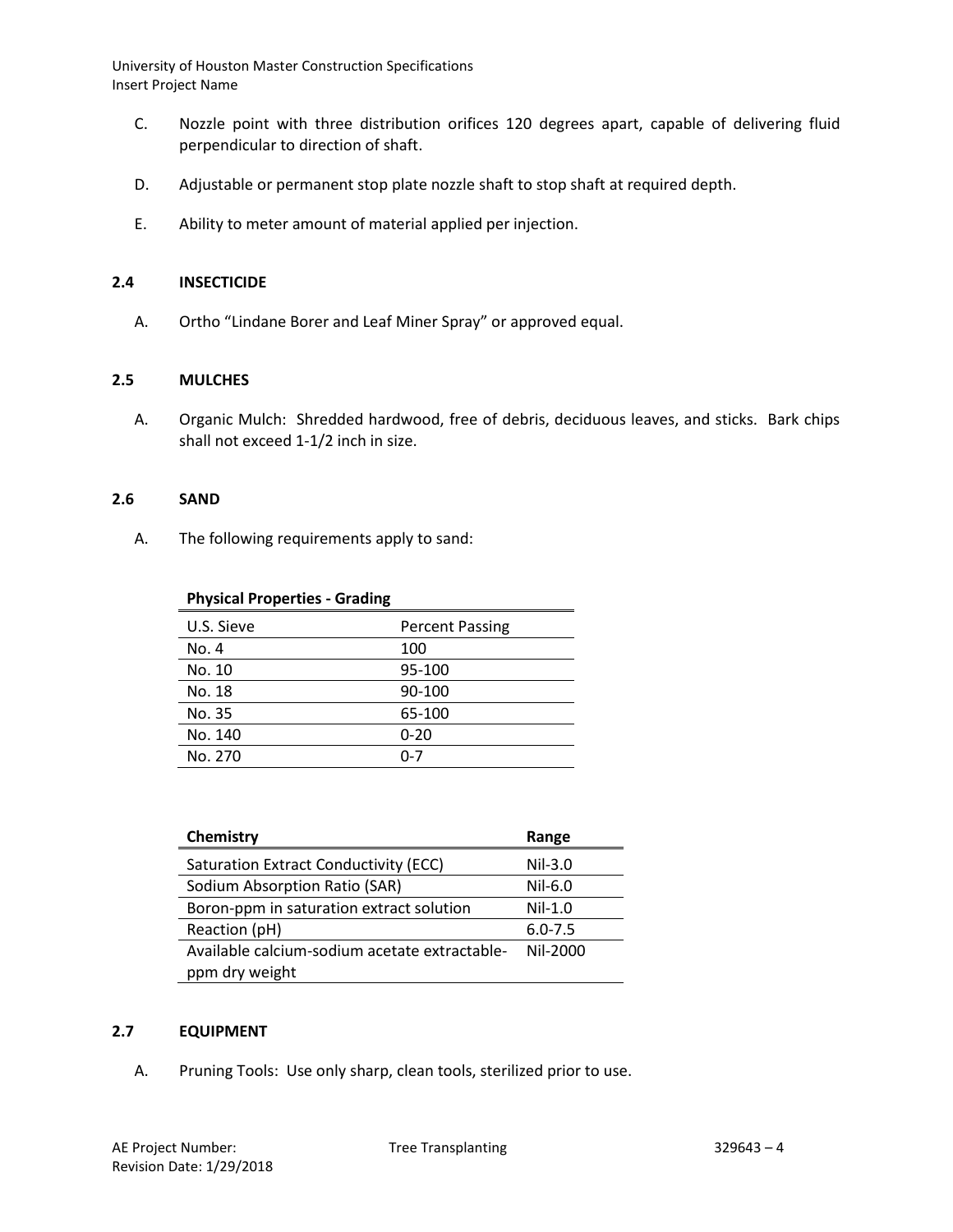C. Nozzle point with three distribution orifices 120 degrees apart, capable of delivering fluid perpendicular to direction of shaft.

D. Adjustable or permanent stop plate nozzle shaft to stop shaft at required depth.

E. Ability to meter amount of material applied per injection.

## 2.4 INSECTICIDE

A. Ortho "Lindane Borer and Leaf Miner Spray" or approved equal.

## 2.5 MULCHES

A. Organic Mulch: Shredded hardwood, free of debris, deciduous leaves, and sticks. Bark chips shall not exceed 1-1/2 inch in size.

## 2.6 SAND

A. The following requirements apply to sand:

**Physical Properties - Grading**

| U.S. Sieve | Percent Passing |
|---|---|
| No. 4 | 100 |
| No. 10 | 95-100 |
| No. 18 | 90-100 |
| No. 35 | 65-100 |
| No. 140 | 0-20 |
| No. 270 | 0-7 |

| **Chemistry** | **Range** |
|---|---|
| Saturation Extract Conductivity (ECC) | Nil-3.0 |
| Sodium Absorption Ratio (SAR) | Nil-6.0 |
| Boron-ppm in saturation extract solution | Nil-1.0 |
| Reaction (pH) | 6.0-7.5 |
| Available calcium-sodium acetate extractable-ppm dry weight | Nil-2000 |

## 2.7 EQUIPMENT

A. Pruning Tools: Use only sharp, clean tools, sterilized prior to use.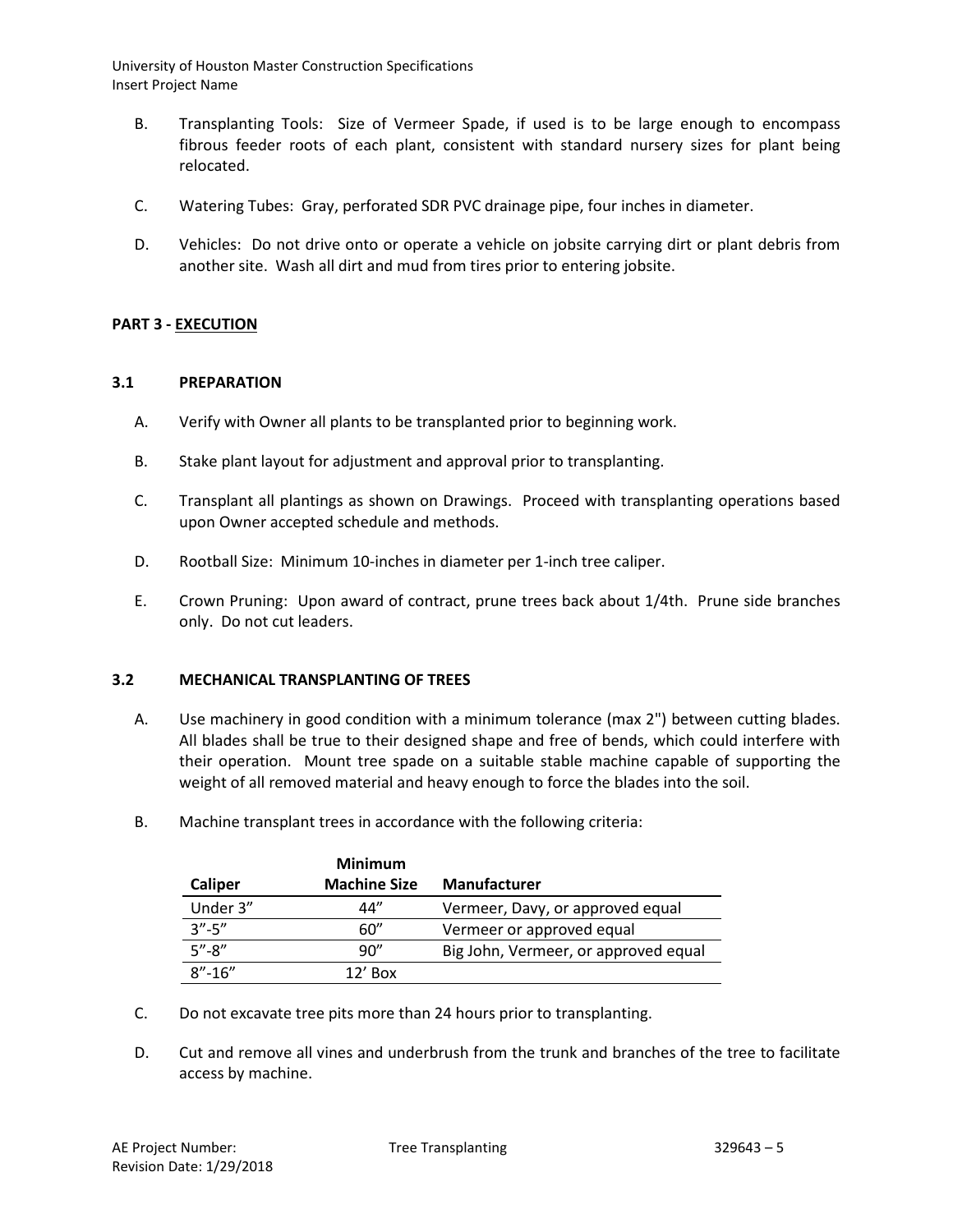B. Transplanting Tools: Size of Vermeer Spade, if used is to be large enough to encompass fibrous feeder roots of each plant, consistent with standard nursery sizes for plant being relocated.

C. Watering Tubes: Gray, perforated SDR PVC drainage pipe, four inches in diameter.

D. Vehicles: Do not drive onto or operate a vehicle on jobsite carrying dirt or plant debris from another site. Wash all dirt and mud from tires prior to entering jobsite.

## PART 3 - EXECUTION

### 3.1 PREPARATION

A. Verify with Owner all plants to be transplanted prior to beginning work.

B. Stake plant layout for adjustment and approval prior to transplanting.

C. Transplant all plantings as shown on Drawings. Proceed with transplanting operations based upon Owner accepted schedule and methods.

D. Rootball Size: Minimum 10-inches in diameter per 1-inch tree caliper.

E. Crown Pruning: Upon award of contract, prune trees back about 1/4th. Prune side branches only. Do not cut leaders.

### 3.2 MECHANICAL TRANSPLANTING OF TREES

A. Use machinery in good condition with a minimum tolerance (max 2") between cutting blades. All blades shall be true to their designed shape and free of bends, which could interfere with their operation. Mount tree spade on a suitable stable machine capable of supporting the weight of all removed material and heavy enough to force the blades into the soil.

B. Machine transplant trees in accordance with the following criteria:

| Caliper | Minimum Machine Size | Manufacturer |
|---|---|---|
| Under 3" | 44" | Vermeer, Davy, or approved equal |
| 3"-5" | 60" | Vermeer or approved equal |
| 5"-8" | 90" | Big John, Vermeer, or approved equal |
| 8"-16" | 12' Box | |

C. Do not excavate tree pits more than 24 hours prior to transplanting.

D. Cut and remove all vines and underbrush from the trunk and branches of the tree to facilitate access by machine.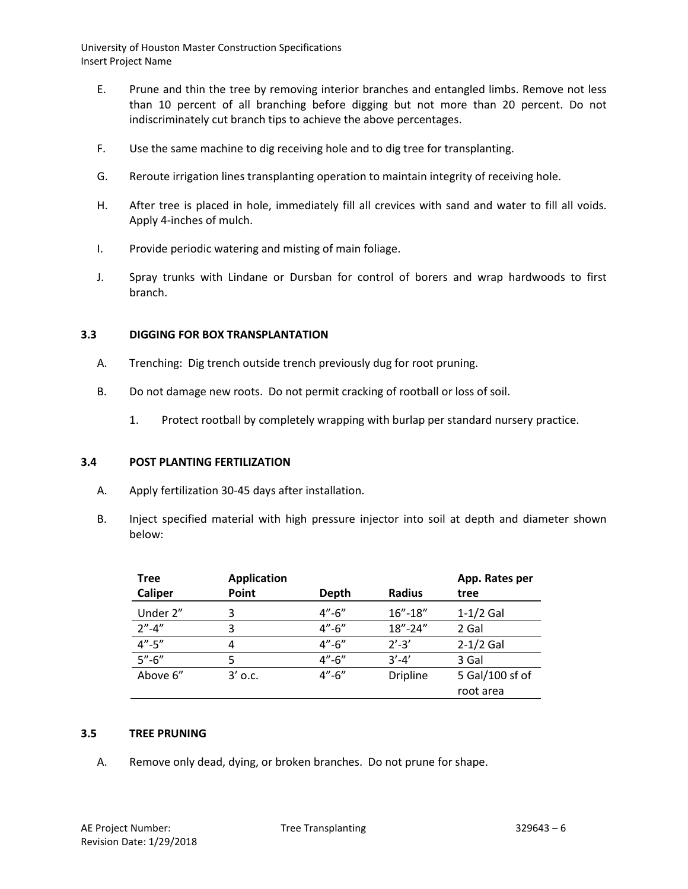E. Prune and thin the tree by removing interior branches and entangled limbs. Remove not less than 10 percent of all branching before digging but not more than 20 percent. Do not indiscriminately cut branch tips to achieve the above percentages.

F. Use the same machine to dig receiving hole and to dig tree for transplanting.

G. Reroute irrigation lines transplanting operation to maintain integrity of receiving hole.

H. After tree is placed in hole, immediately fill all crevices with sand and water to fill all voids. Apply 4-inches of mulch.

I. Provide periodic watering and misting of main foliage.

J. Spray trunks with Lindane or Dursban for control of borers and wrap hardwoods to first branch.

### 3.3 DIGGING FOR BOX TRANSPLANTATION

A. Trenching: Dig trench outside trench previously dug for root pruning.

B. Do not damage new roots. Do not permit cracking of rootball or loss of soil.

   1. Protect rootball by completely wrapping with burlap per standard nursery practice.

### 3.4 POST PLANTING FERTILIZATION

A. Apply fertilization 30-45 days after installation.

B. Inject specified material with high pressure injector into soil at depth and diameter shown below:

| Tree Caliper | Application Point | Depth | Radius | App. Rates per tree |
|---|---|---|---|---|
| Under 2” | 3 | 4”-6” | 16”-18” | 1-1/2 Gal |
| 2”-4” | 3 | 4”-6” | 18”-24” | 2 Gal |
| 4”-5” | 4 | 4”-6” | 2’-3’ | 2-1/2 Gal |
| 5”-6” | 5 | 4”-6” | 3’-4’ | 3 Gal |
| Above 6” | 3’ o.c. | 4”-6” | Dripline | 5 Gal/100 sf of root area |

### 3.5 TREE PRUNING

A. Remove only dead, dying, or broken branches. Do not prune for shape.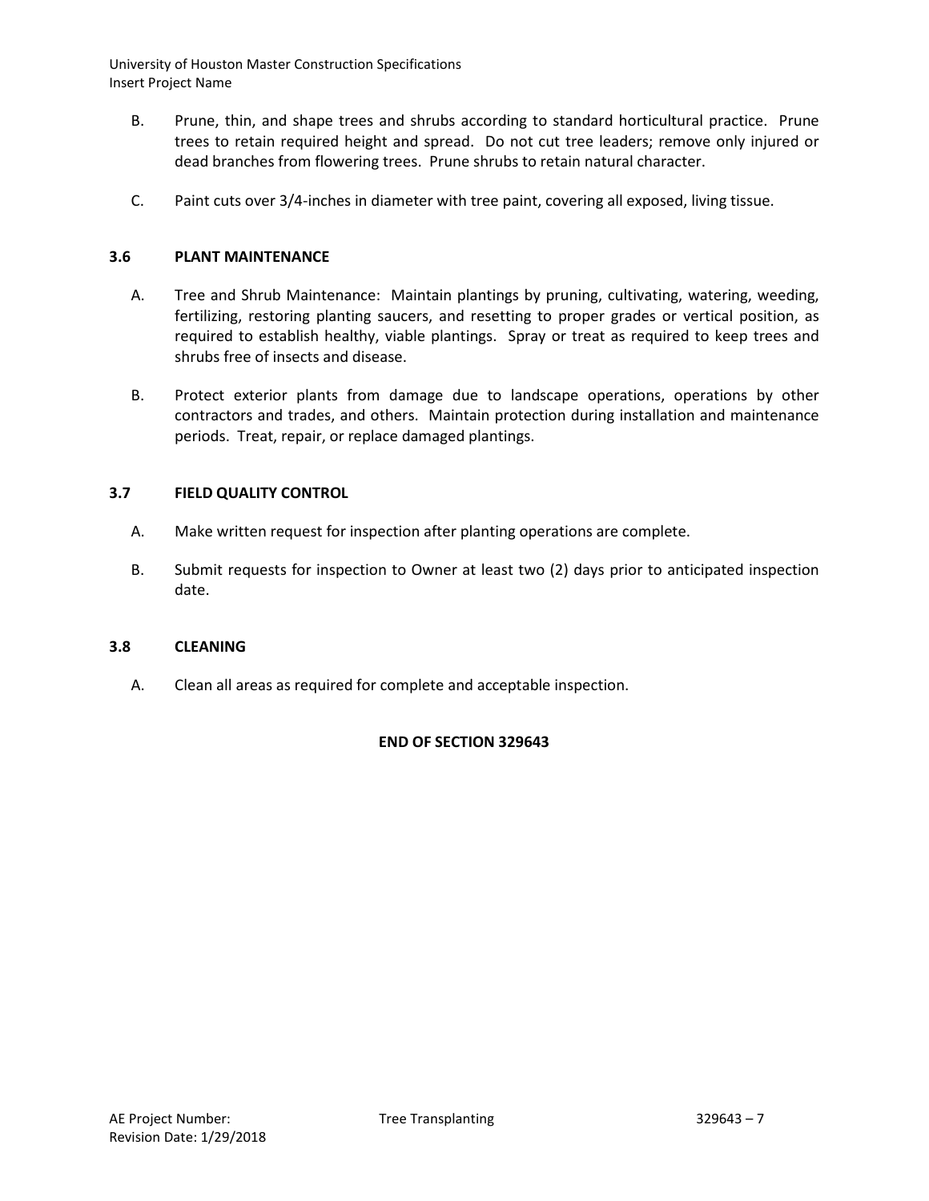B. Prune, thin, and shape trees and shrubs according to standard horticultural practice. Prune trees to retain required height and spread. Do not cut tree leaders; remove only injured or dead branches from flowering trees. Prune shrubs to retain natural character.

C. Paint cuts over 3/4-inches in diameter with tree paint, covering all exposed, living tissue.

### 3.6 PLANT MAINTENANCE

A. Tree and Shrub Maintenance: Maintain plantings by pruning, cultivating, watering, weeding, fertilizing, restoring planting saucers, and resetting to proper grades or vertical position, as required to establish healthy, viable plantings. Spray or treat as required to keep trees and shrubs free of insects and disease.

B. Protect exterior plants from damage due to landscape operations, operations by other contractors and trades, and others. Maintain protection during installation and maintenance periods. Treat, repair, or replace damaged plantings.

### 3.7 FIELD QUALITY CONTROL

A. Make written request for inspection after planting operations are complete.

B. Submit requests for inspection to Owner at least two (2) days prior to anticipated inspection date.

### 3.8 CLEANING

A. Clean all areas as required for complete and acceptable inspection.

**END OF SECTION 329643**